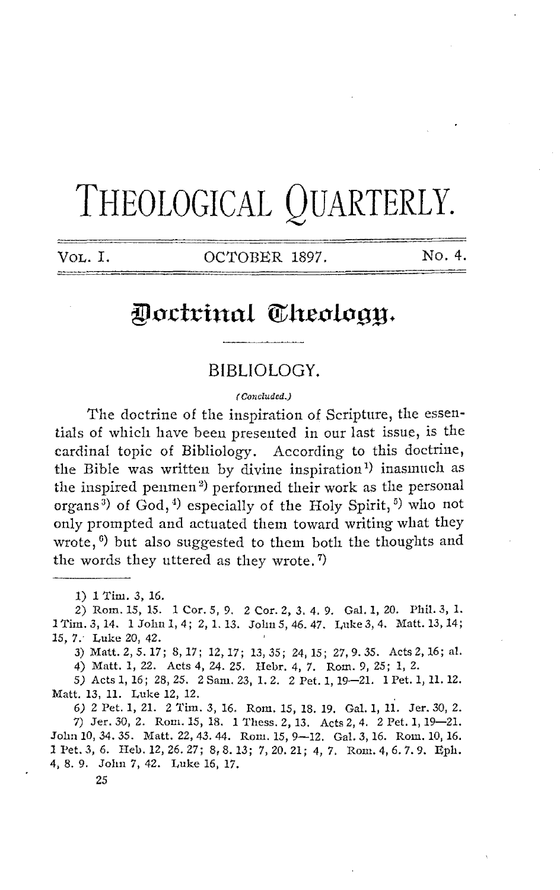# THEOLOGICAL QUARTERLY.

VOL. I. OCTOBER 1897. NO. 4.

## Doctrinal Theology.

### BIBLIOLOGY.

*(Concluded.)*

The doctrine of the inspiration of Scripture, the essentials of which have been presented in our last issue, is the cardinal topic of Bibliology. According to this doctrine, the Bible was written by divine inspiration[1] inasmuch as the inspired penmen[2] performed their work as the personal organs[3] of God,[4] especially of the Holy Spirit,[5] who not only prompted and actuated them toward writing what they wrote,[6] but also suggested to them both the thoughts and the words they uttered as they wrote.[7]

---

1) 1 Tim. 3, 16.

2) Rom. 15, 15. 1 Cor. 5, 9. 2 Cor. 2, 3. 4. 9. Gal. 1, 20. Phil. 3, 1. 1 Tim. 3, 14. 1 John 1, 4; 2, 1. 13. John 5, 46. 47. Luke 3, 4. Matt. 13, 14; 15, 7. Luke 20, 42.

3) Matt. 2, 5. 17; 8, 17; 12, 17; 13, 35; 24, 15; 27, 9. 35. Acts 2, 16; al.

4) Matt. 1, 22. Acts 4, 24. 25. Hebr. 4, 7. Rom. 9, 25; 1, 2.

5) Acts 1, 16; 28, 25. 2 Sam. 23, 1. 2. 2 Pet. 1, 19—21. 1 Pet. 1, 11. 12. Matt. 13, 11. Luke 12, 12.

6) 2 Pet. 1, 21. 2 Tim. 3, 16. Rom. 15, 18. 19. Gal. 1, 11. Jer. 30, 2.

7) Jer. 30, 2. Rom. 15, 18. 1 Thess. 2, 13. Acts 2, 4. 2 Pet. 1, 19—21. John 10, 34. 35. Matt. 22, 43. 44. Rom. 15, 9—12. Gal. 3, 16. Rom. 10, 16. 1 Pet. 3, 6. Heb. 12, 26. 27; 8, 8. 13; 7, 20. 21; 4, 7. Rom. 4, 6. 7. 9. Eph. 4, 8. 9. John 7, 42. Luke 16, 17.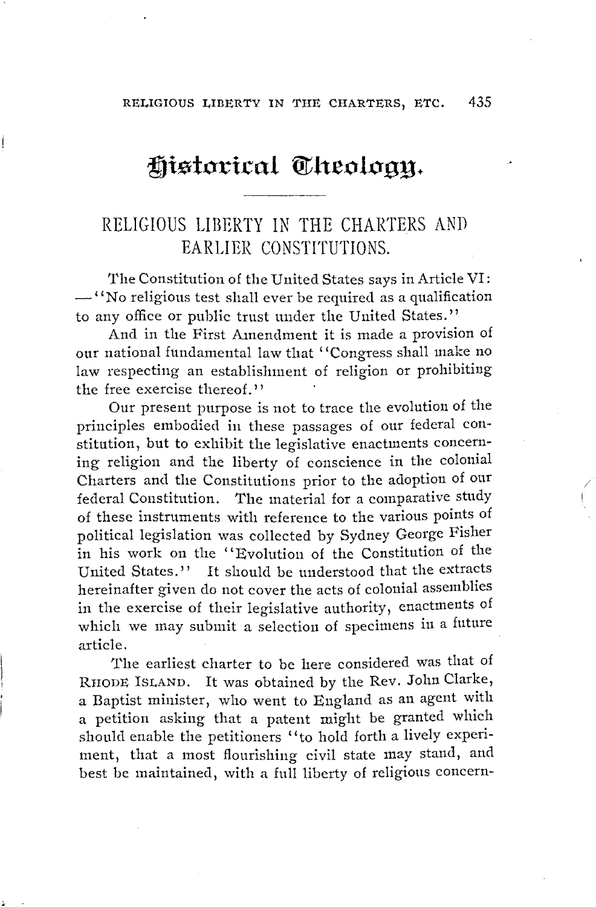# Historical Theology.

## RELIGIOUS LIBERTY IN THE CHARTERS AND EARLIER CONSTITUTIONS.

The Constitution of the United States says in Article VI: —"No religious test shall ever be required as a qualification to any office or public trust under the United States."

And in the First Amendment it is made a provision of our national fundamental law that "Congress shall make no law respecting an establishment of religion or prohibiting the free exercise thereof."

Our present purpose is not to trace the evolution of the principles embodied in these passages of our federal constitution, but to exhibit the legislative enactments concerning religion and the liberty of conscience in the colonial Charters and the Constitutions prior to the adoption of our federal Constitution. The material for a comparative study of these instruments with reference to the various points of political legislation was collected by Sydney George Fisher in his work on the "Evolution of the Constitution of the United States." It should be understood that the extracts hereinafter given do not cover the acts of colonial assemblies in the exercise of their legislative authority, enactments of which we may submit a selection of specimens in a future article.

The earliest charter to be here considered was that of RHODE ISLAND. It was obtained by the Rev. John Clarke, a Baptist minister, who went to England as an agent with a petition asking that a patent might be granted which should enable the petitioners "to hold forth a lively experiment, that a most flourishing civil state may stand, and best be maintained, with a full liberty of religious concern-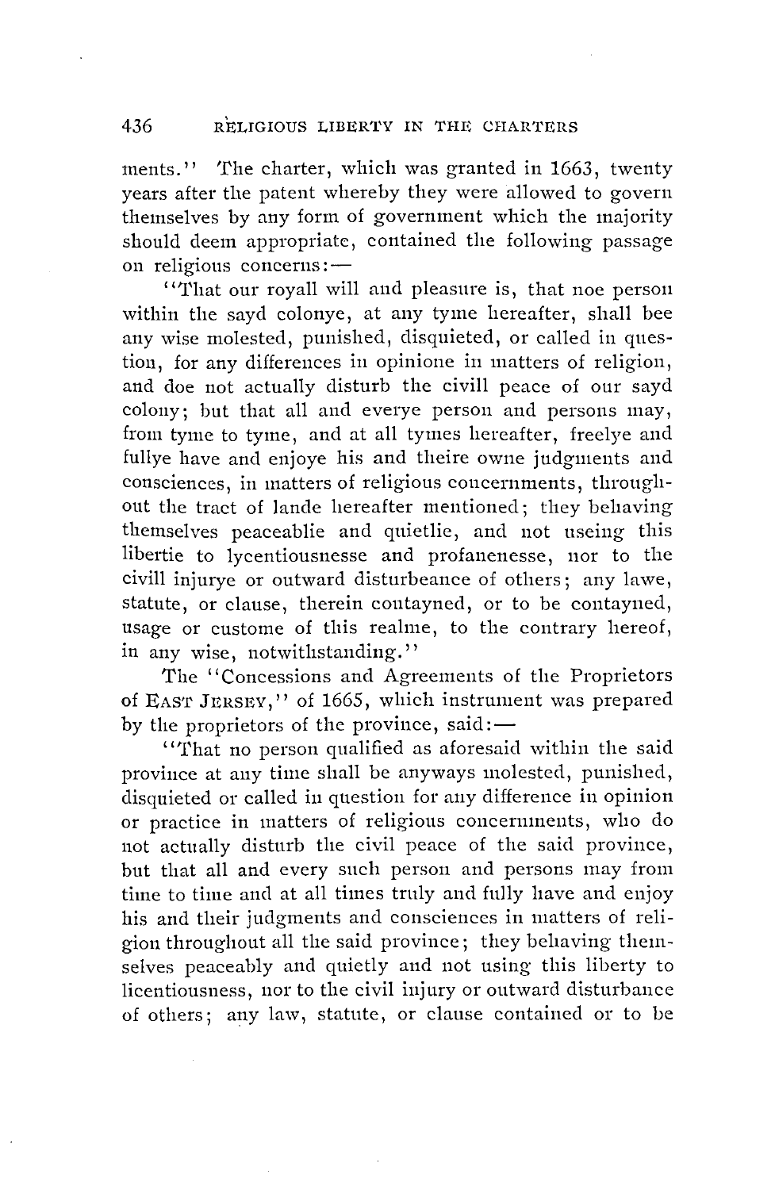ments." The charter, which was granted in 1663, twenty years after the patent whereby they were allowed to govern themselves by any form of government which the majority should deem appropriate, contained the following passage on religious concerns:—

"That our royall will and pleasure is, that noe person within the sayd colonye, at any tyme hereafter, shall bee any wise molested, punished, disquieted, or called in question, for any differences in opinione in matters of religion, and doe not actually disturb the civill peace of our sayd colony; but that all and everye person and persons may, from tyme to tyme, and at all tymes hereafter, freelye and fullye have and enjoye his and theire owne judgments and consciences, in matters of religious concernments, throughout the tract of lande hereafter mentioned; they behaving themselves peaceablie and quietlie, and not useing this libertie to lycentiousnesse and profanenesse, nor to the civill injurye or outward disturbeance of others; any lawe, statute, or clause, therein contayned, or to be contayned, usage or custome of this realme, to the contrary hereof, in any wise, notwithstanding."

The "Concessions and Agreements of the Proprietors of East Jersey," of 1665, which instrument was prepared by the proprietors of the province, said:—

"That no person qualified as aforesaid within the said province at any time shall be anyways molested, punished, disquieted or called in question for any difference in opinion or practice in matters of religious concernments, who do not actually disturb the civil peace of the said province, but that all and every such person and persons may from time to time and at all times truly and fully have and enjoy his and their judgments and consciences in matters of religion throughout all the said province; they behaving themselves peaceably and quietly and not using this liberty to licentiousness, nor to the civil injury or outward disturbance of others; any law, statute, or clause contained or to be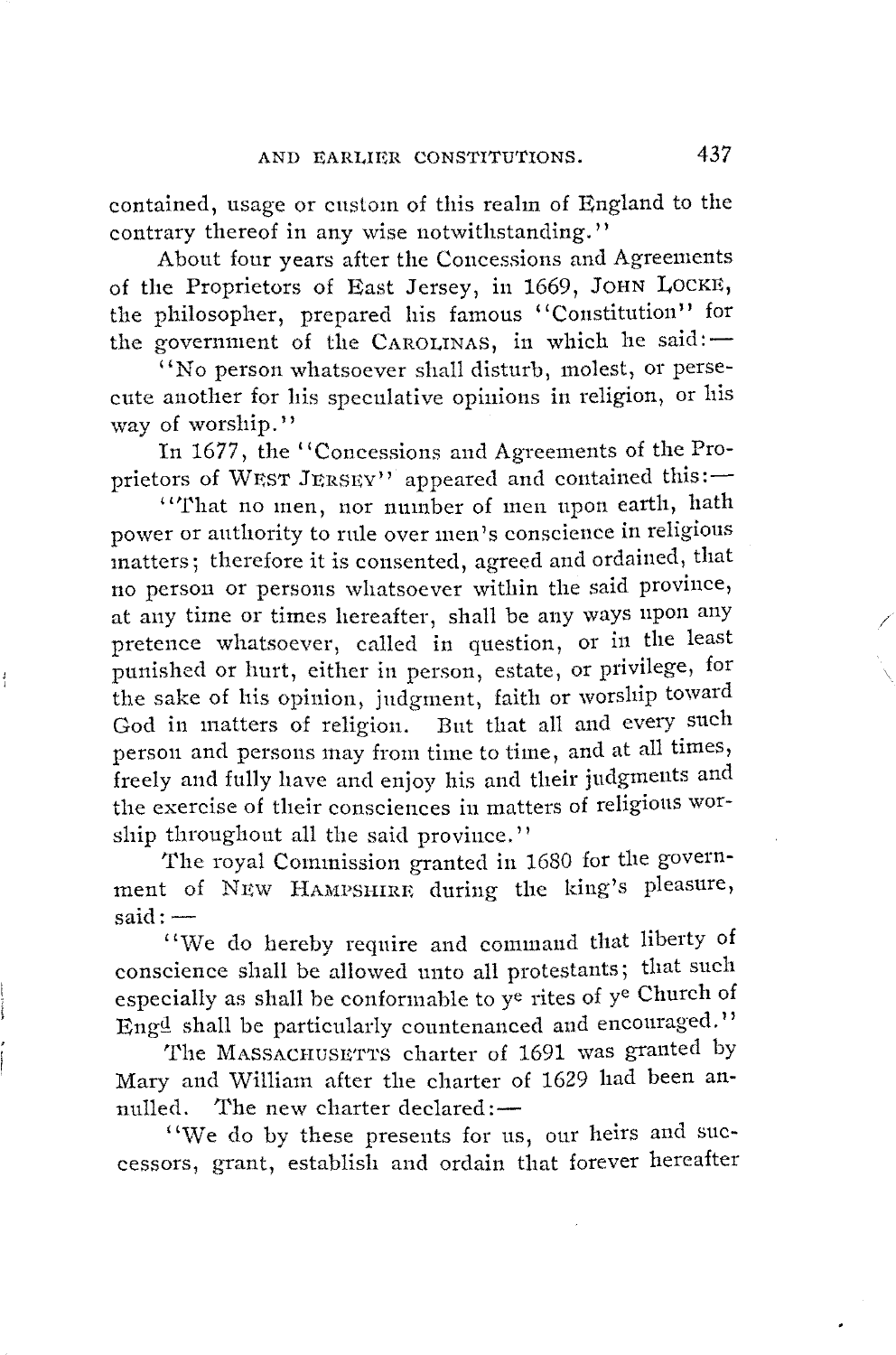contained, usage or custom of this realm of England to the contrary thereof in any wise notwithstanding."

About four years after the Concessions and Agreements of the Proprietors of East Jersey, in 1669, JOHN LOCKE, the philosopher, prepared his famous "Constitution" for the government of the CAROLINAS, in which he said:—

"No person whatsoever shall disturb, molest, or persecute another for his speculative opinions in religion, or his way of worship."

In 1677, the "Concessions and Agreements of the Proprietors of WEST JERSEY" appeared and contained this:—

"That no men, nor number of men upon earth, hath power or authority to rule over men's conscience in religious matters; therefore it is consented, agreed and ordained, that no person or persons whatsoever within the said province, at any time or times hereafter, shall be any ways upon any pretence whatsoever, called in question, or in the least punished or hurt, either in person, estate, or privilege, for the sake of his opinion, judgment, faith or worship toward God in matters of religion. But that all and every such person and persons may from time to time, and at all times, freely and fully have and enjoy his and their judgments and the exercise of their consciences in matters of religious worship throughout all the said province."

The royal Commission granted in 1680 for the government of NEW HAMPSHIRE during the king's pleasure, said:—

"We do hereby require and command that liberty of conscience shall be allowed unto all protestants; that such especially as shall be conformable to ye rites of ye Church of Engd shall be particularly countenanced and encouraged."

The MASSACHUSETTS charter of 1691 was granted by Mary and William after the charter of 1629 had been annulled. The new charter declared:—

"We do by these presents for us, our heirs and successors, grant, establish and ordain that forever hereafter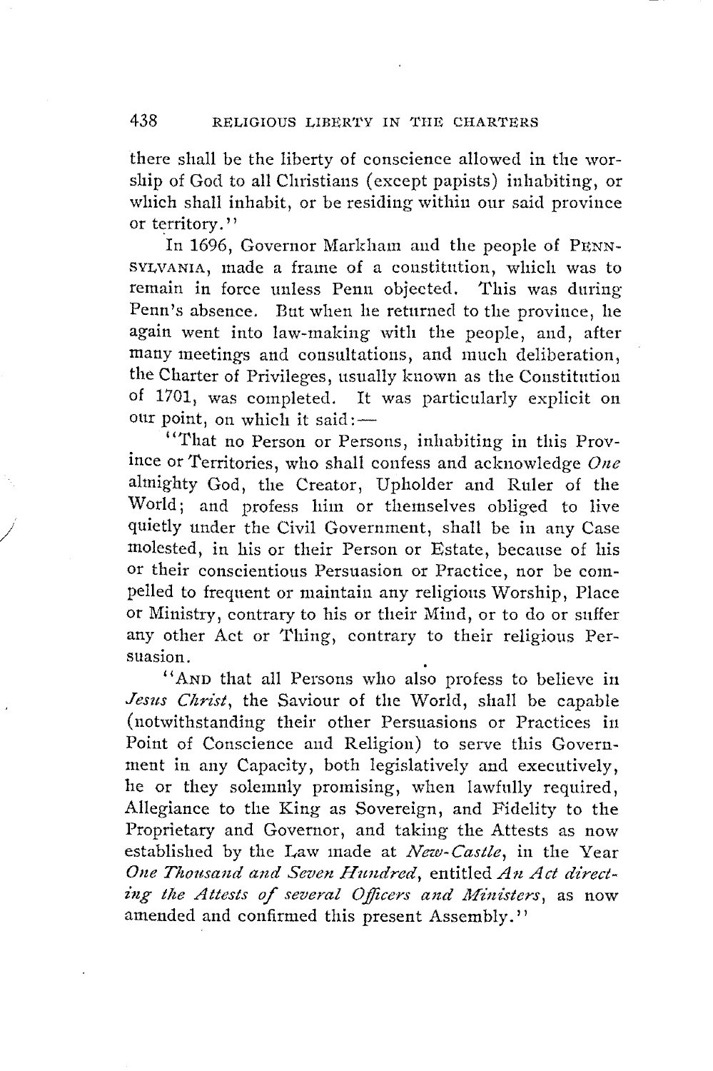there shall be the liberty of conscience allowed in the worship of God to all Christians (except papists) inhabiting, or which shall inhabit, or be residing within our said province or territory."

In 1696, Governor Markham and the people of PENNSYLVANIA, made a frame of a constitution, which was to remain in force unless Penn objected. This was during Penn's absence. But when he returned to the province, he again went into law-making with the people, and, after many meetings and consultations, and much deliberation, the Charter of Privileges, usually known as the Constitution of 1701, was completed. It was particularly explicit on our point, on which it said:—

"That no Person or Persons, inhabiting in this Province or Territories, who shall confess and acknowledge *One* almighty God, the Creator, Upholder and Ruler of the World; and profess him or themselves obliged to live quietly under the Civil Government, shall be in any Case molested, in his or their Person or Estate, because of his or their conscientious Persuasion or Practice, nor be compelled to frequent or maintain any religious Worship, Place or Ministry, contrary to his or their Mind, or to do or suffer any other Act or Thing, contrary to their religious Persuasion.

"AND that all Persons who also profess to believe in *Jesus Christ*, the Saviour of the World, shall be capable (notwithstanding their other Persuasions or Practices in Point of Conscience and Religion) to serve this Government in any Capacity, both legislatively and executively, he or they solemnly promising, when lawfully required, Allegiance to the King as Sovereign, and Fidelity to the Proprietary and Governor, and taking the Attests as now established by the Law made at *New-Castle*, in the Year *One Thousand and Seven Hundred*, entitled *An Act directing the Attests of several Officers and Ministers*, as now amended and confirmed this present Assembly."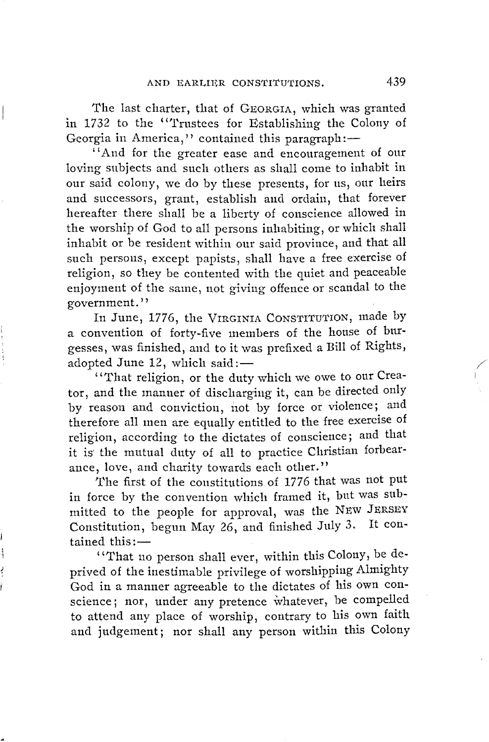The last charter, that of GEORGIA, which was granted in 1732 to the "Trustees for Establishing the Colony of Georgia in America," contained this paragraph:—

"And for the greater ease and encouragement of our loving subjects and such others as shall come to inhabit in our said colony, we do by these presents, for us, our heirs and successors, grant, establish and ordain, that forever hereafter there shall be a liberty of conscience allowed in the worship of God to all persons inhabiting, or which shall inhabit or be resident within our said province, and that all such persons, except papists, shall have a free exercise of religion, so they be contented with the quiet and peaceable enjoyment of the same, not giving offence or scandal to the government."

In June, 1776, the VIRGINIA CONSTITUTION, made by a convention of forty-five members of the house of burgesses, was finished, and to it was prefixed a Bill of Rights, adopted June 12, which said:—

"That religion, or the duty which we owe to our Creator, and the manner of discharging it, can be directed only by reason and conviction, not by force or violence; and therefore all men are equally entitled to the free exercise of religion, according to the dictates of conscience; and that it is the mutual duty of all to practice Christian forbearance, love, and charity towards each other."

The first of the constitutions of 1776 that was not put in force by the convention which framed it, but was submitted to the people for approval, was the NEW JERSEY Constitution, begun May 26, and finished July 3. It contained this:—

"That no person shall ever, within this Colony, be deprived of the inestimable privilege of worshipping Almighty God in a manner agreeable to the dictates of his own conscience; nor, under any pretence whatever, be compelled to attend any place of worship, contrary to his own faith and judgement; nor shall any person within this Colony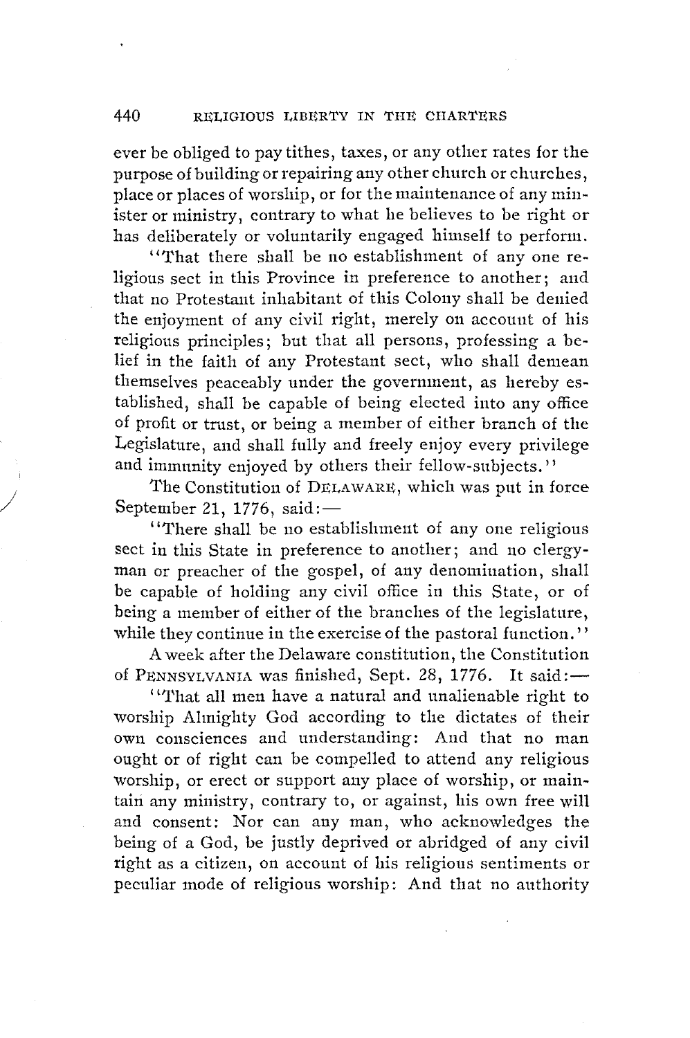ever be obliged to pay tithes, taxes, or any other rates for the purpose of building or repairing any other church or churches, place or places of worship, or for the maintenance of any minister or ministry, contrary to what he believes to be right or has deliberately or voluntarily engaged himself to perform.

"That there shall be no establishment of any one religious sect in this Province in preference to another; and that no Protestant inhabitant of this Colony shall be denied the enjoyment of any civil right, merely on account of his religious principles; but that all persons, professing a belief in the faith of any Protestant sect, who shall demean themselves peaceably under the government, as hereby established, shall be capable of being elected into any office of profit or trust, or being a member of either branch of the Legislature, and shall fully and freely enjoy every privilege and immunity enjoyed by others their fellow-subjects."

The Constitution of DELAWARE, which was put in force September 21, 1776, said:—

"There shall be no establishment of any one religious sect in this State in preference to another; and no clergyman or preacher of the gospel, of any denomination, shall be capable of holding any civil office in this State, or of being a member of either of the branches of the legislature, while they continue in the exercise of the pastoral function."

A week after the Delaware constitution, the Constitution of PENNSYLVANIA was finished, Sept. 28, 1776. It said:—

"That all men have a natural and unalienable right to worship Almighty God according to the dictates of their own consciences and understanding: And that no man ought or of right can be compelled to attend any religious worship, or erect or support any place of worship, or maintain any ministry, contrary to, or against, his own free will and consent: Nor can any man, who acknowledges the being of a God, be justly deprived or abridged of any civil right as a citizen, on account of his religious sentiments or peculiar mode of religious worship: And that no authority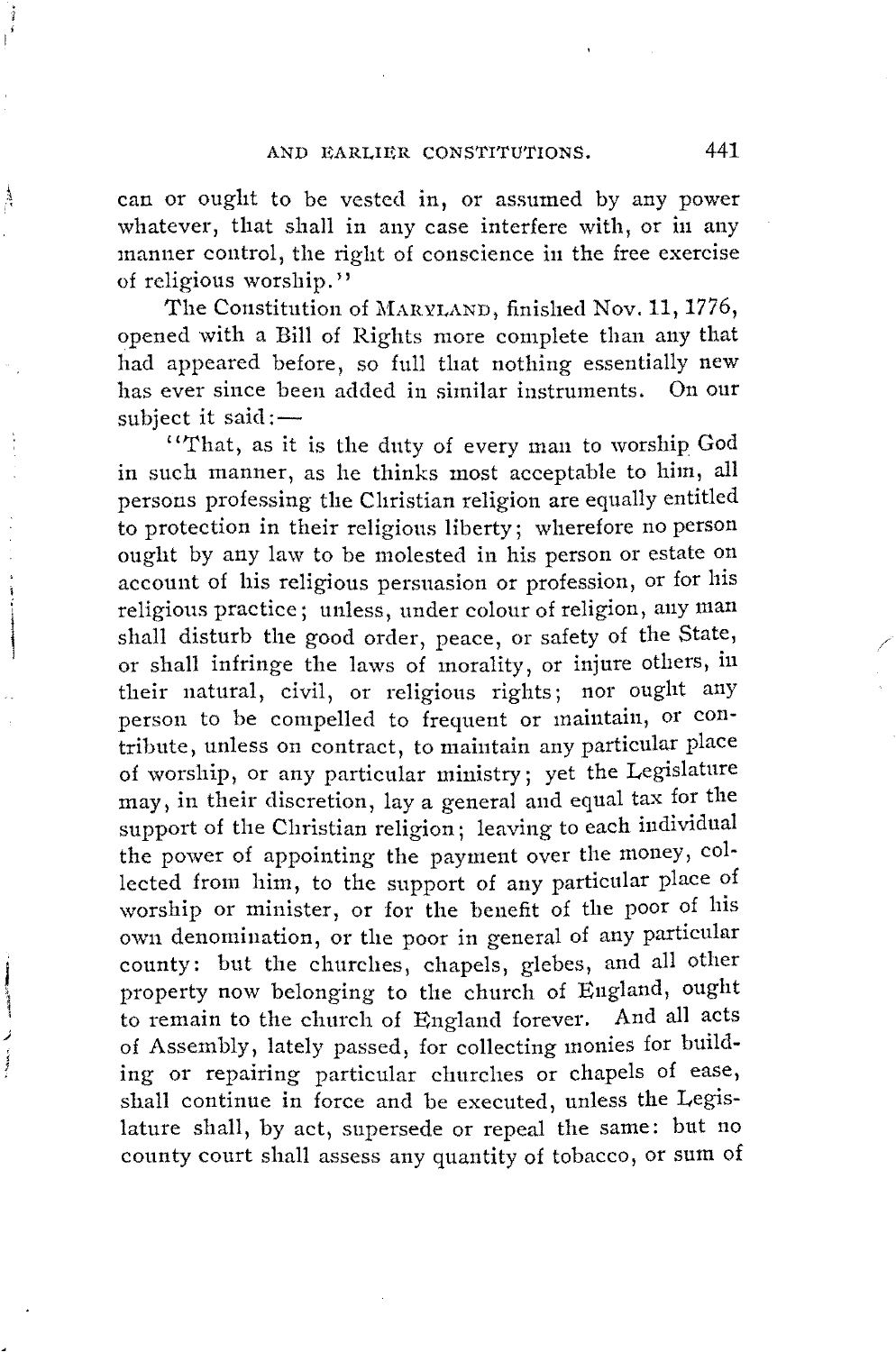can or ought to be vested in, or assumed by any power whatever, that shall in any case interfere with, or in any manner control, the right of conscience in the free exercise of religious worship."

The Constitution of MARYLAND, finished Nov. 11, 1776, opened with a Bill of Rights more complete than any that had appeared before, so full that nothing essentially new has ever since been added in similar instruments. On our subject it said:—

"That, as it is the duty of every man to worship God in such manner, as he thinks most acceptable to him, all persons professing the Christian religion are equally entitled to protection in their religious liberty; wherefore no person ought by any law to be molested in his person or estate on account of his religious persuasion or profession, or for his religious practice; unless, under colour of religion, any man shall disturb the good order, peace, or safety of the State, or shall infringe the laws of morality, or injure others, in their natural, civil, or religious rights; nor ought any person to be compelled to frequent or maintain, or contribute, unless on contract, to maintain any particular place of worship, or any particular ministry; yet the Legislature may, in their discretion, lay a general and equal tax for the support of the Christian religion; leaving to each individual the power of appointing the payment over the money, collected from him, to the support of any particular place of worship or minister, or for the benefit of the poor of his own denomination, or the poor in general of any particular county: but the churches, chapels, glebes, and all other property now belonging to the church of England, ought to remain to the church of England forever. And all acts of Assembly, lately passed, for collecting monies for building or repairing particular churches or chapels of ease, shall continue in force and be executed, unless the Legislature shall, by act, supersede or repeal the same: but no county court shall assess any quantity of tobacco, or sum of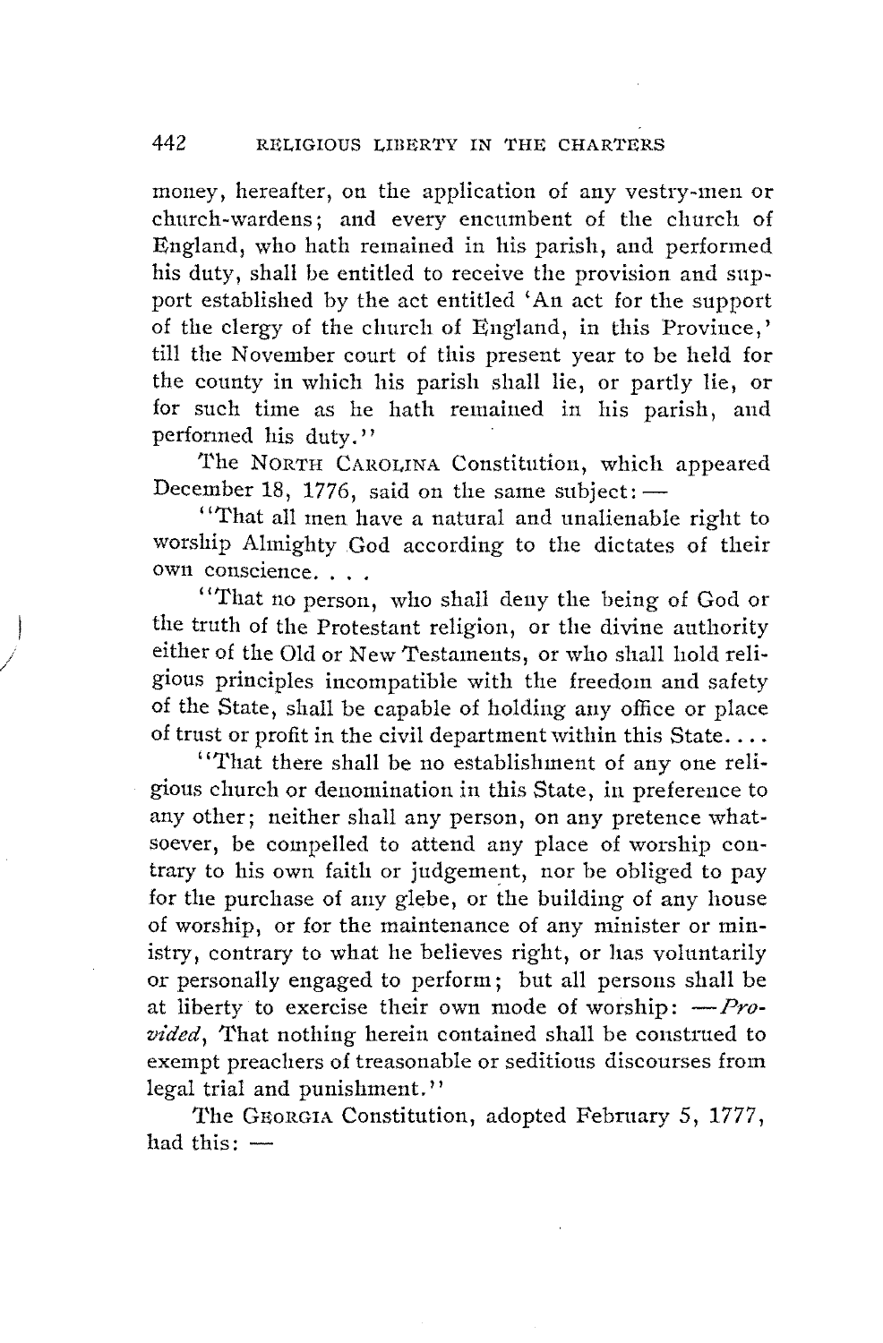money, hereafter, on the application of any vestry-men or church-wardens; and every encumbent of the church of England, who hath remained in his parish, and performed his duty, shall be entitled to receive the provision and support established by the act entitled 'An act for the support of the clergy of the church of England, in this Province,' till the November court of this present year to be held for the county in which his parish shall lie, or partly lie, or for such time as he hath remained in his parish, and performed his duty."

The NORTH CAROLINA Constitution, which appeared December 18, 1776, said on the same subject: —

"That all men have a natural and unalienable right to worship Almighty God according to the dictates of their own conscience. . . .

"That no person, who shall deny the being of God or the truth of the Protestant religion, or the divine authority either of the Old or New Testaments, or who shall hold religious principles incompatible with the freedom and safety of the State, shall be capable of holding any office or place of trust or profit in the civil department within this State. . . .

"That there shall be no establishment of any one religious church or denomination in this State, in preference to any other; neither shall any person, on any pretence whatsoever, be compelled to attend any place of worship contrary to his own faith or judgement, nor be obliged to pay for the purchase of any glebe, or the building of any house of worship, or for the maintenance of any minister or ministry, contrary to what he believes right, or has voluntarily or personally engaged to perform; but all persons shall be at liberty to exercise their own mode of worship: —*Provided*, That nothing herein contained shall be construed to exempt preachers of treasonable or seditious discourses from legal trial and punishment."

The GEORGIA Constitution, adopted February 5, 1777, had this: —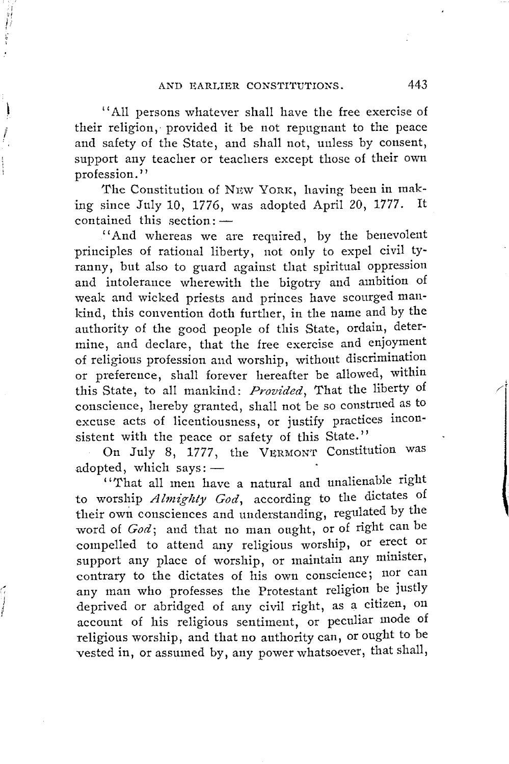"All persons whatever shall have the free exercise of their religion, provided it be not repugnant to the peace and safety of the State, and shall not, unless by consent, support any teacher or teachers except those of their own profession."

The Constitution of NEW YORK, having been in making since July 10, 1776, was adopted April 20, 1777. It contained this section: —

"And whereas we are required, by the benevolent principles of rational liberty, not only to expel civil tyranny, but also to guard against that spiritual oppression and intolerance wherewith the bigotry and ambition of weak and wicked priests and princes have scourged mankind, this convention doth further, in the name and by the authority of the good people of this State, ordain, determine, and declare, that the free exercise and enjoyment of religious profession and worship, without discrimination or preference, shall forever hereafter be allowed, within this State, to all mankind: *Provided*, That the liberty of conscience, hereby granted, shall not be so construed as to excuse acts of licentiousness, or justify practices inconsistent with the peace or safety of this State."

On July 8, 1777, the VERMONT Constitution was adopted, which says: —

"That all men have a natural and unalienable right to worship *Almighty God*, according to the dictates of their own consciences and understanding, regulated by the word of *God*; and that no man ought, or of right can be compelled to attend any religious worship, or erect or support any place of worship, or maintain any minister, contrary to the dictates of his own conscience; nor can any man who professes the Protestant religion be justly deprived or abridged of any civil right, as a citizen, on account of his religious sentiment, or peculiar mode of religious worship, and that no authority can, or ought to be vested in, or assumed by, any power whatsoever, that shall,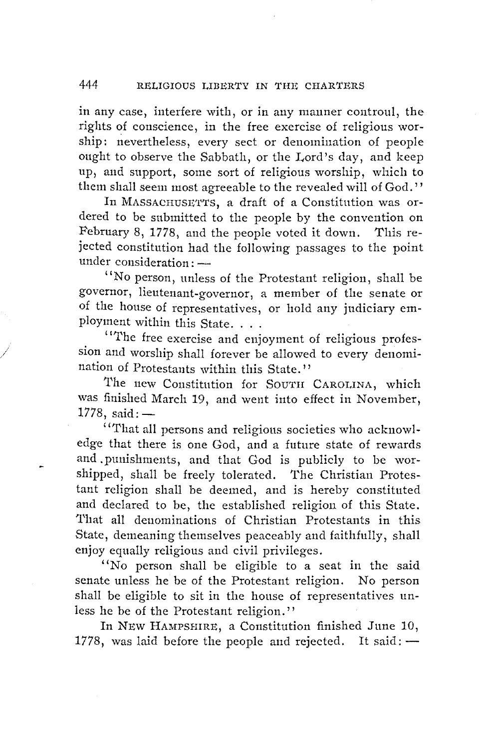in any case, interfere with, or in any manner controul, the rights of conscience, in the free exercise of religious worship: nevertheless, every sect or denomination of people ought to observe the Sabbath, or the Lord's day, and keep up, and support, some sort of religious worship, which to them shall seem most agreeable to the revealed will of God."

In MASSACHUSETTS, a draft of a Constitution was ordered to be submitted to the people by the convention on February 8, 1778, and the people voted it down. This rejected constitution had the following passages to the point under consideration: —

"No person, unless of the Protestant religion, shall be governor, lieutenant-governor, a member of the senate or of the house of representatives, or hold any judiciary employment within this State. . . .

"The free exercise and enjoyment of religious profession and worship shall forever be allowed to every denomination of Protestants within this State."

The new Constitution for SOUTH CAROLINA, which was finished March 19, and went into effect in November, 1778, said: —

"That all persons and religious societies who acknowledge that there is one God, and a future state of rewards and punishments, and that God is publicly to be worshipped, shall be freely tolerated. The Christian Protestant religion shall be deemed, and is hereby constituted and declared to be, the established religion of this State. That all denominations of Christian Protestants in this State, demeaning themselves peaceably and faithfully, shall enjoy equally religious and civil privileges.

"No person shall be eligible to a seat in the said senate unless he be of the Protestant religion. No person shall be eligible to sit in the house of representatives unless he be of the Protestant religion."

In NEW HAMPSHIRE, a Constitution finished June 10, 1778, was laid before the people and rejected. It said: —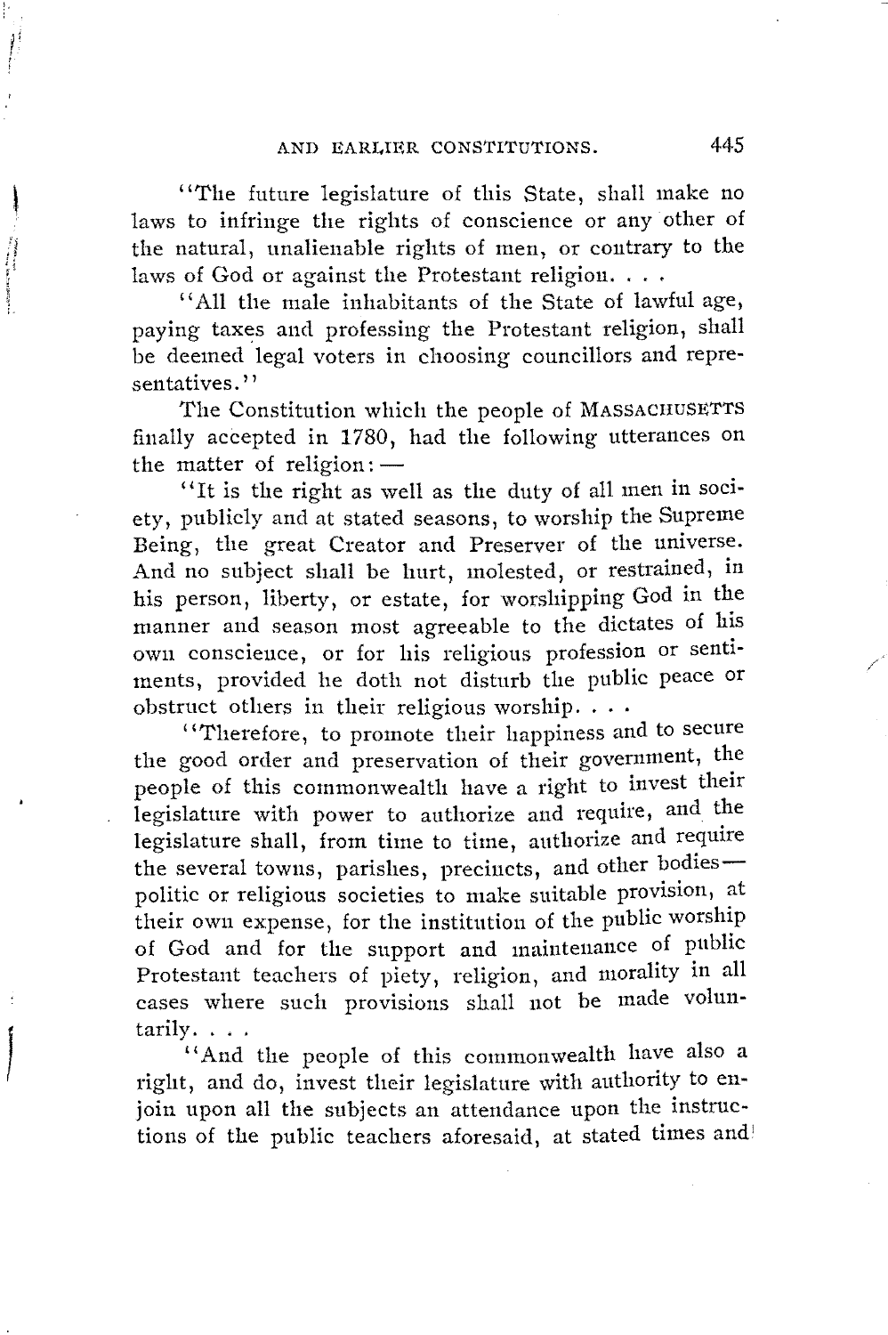"The future legislature of this State, shall make no laws to infringe the rights of conscience or any other of the natural, unalienable rights of men, or contrary to the laws of God or against the Protestant religion. . . .

"All the male inhabitants of the State of lawful age, paying taxes and professing the Protestant religion, shall be deemed legal voters in choosing councillors and representatives."

The Constitution which the people of MASSACHUSETTS finally accepted in 1780, had the following utterances on the matter of religion: —

"It is the right as well as the duty of all men in society, publicly and at stated seasons, to worship the Supreme Being, the great Creator and Preserver of the universe. And no subject shall be hurt, molested, or restrained, in his person, liberty, or estate, for worshipping God in the manner and season most agreeable to the dictates of his own conscience, or for his religious profession or sentiments, provided he doth not disturb the public peace or obstruct others in their religious worship. . . .

"Therefore, to promote their happiness and to secure the good order and preservation of their government, the people of this commonwealth have a right to invest their legislature with power to authorize and require, and the legislature shall, from time to time, authorize and require the several towns, parishes, precincts, and other bodies—politic or religious societies to make suitable provision, at their own expense, for the institution of the public worship of God and for the support and maintenance of public Protestant teachers of piety, religion, and morality in all cases where such provisions shall not be made voluntarily. . . .

"And the people of this commonwealth have also a right, and do, invest their legislature with authority to enjoin upon all the subjects an attendance upon the instructions of the public teachers aforesaid, at stated times and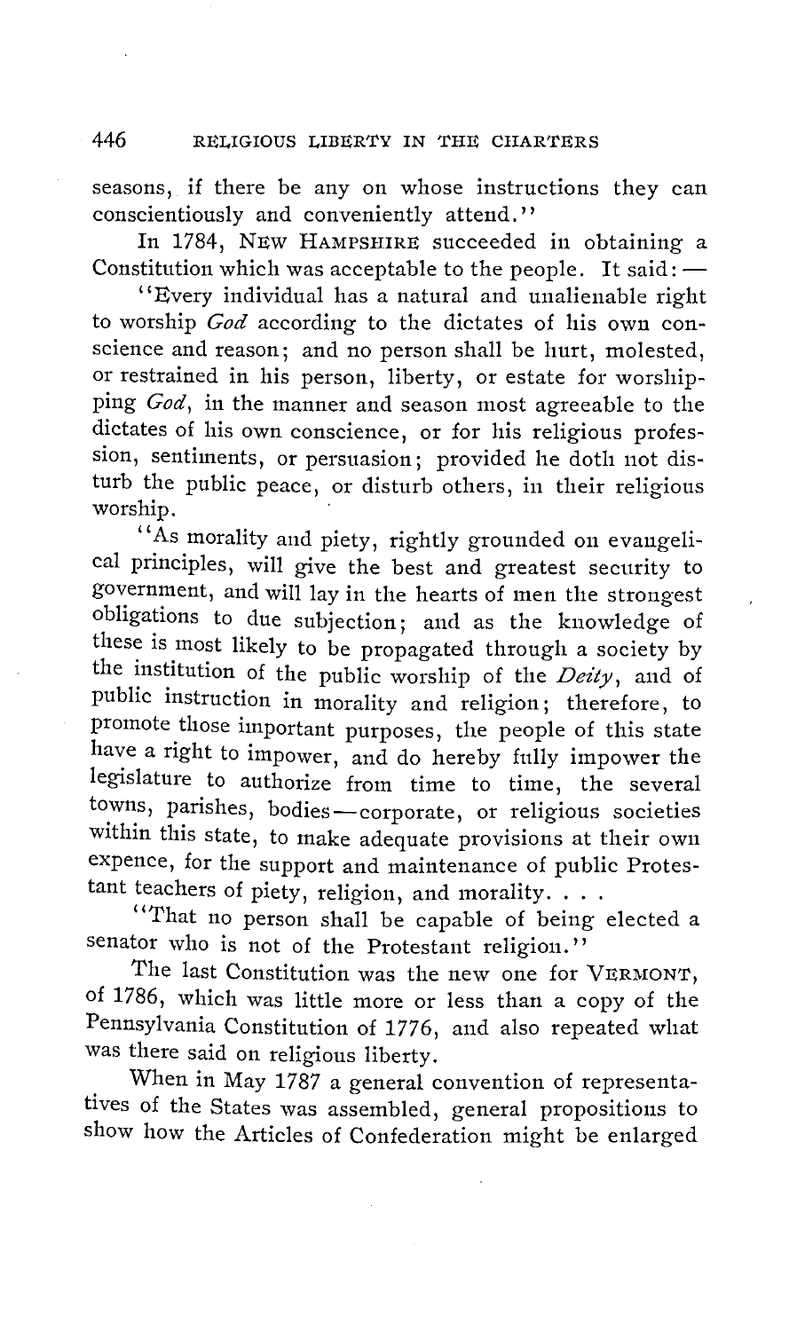seasons, if there be any on whose instructions they can conscientiously and conveniently attend."

In 1784, NEW HAMPSHIRE succeeded in obtaining a Constitution which was acceptable to the people. It said: —

"Every individual has a natural and unalienable right to worship *God* according to the dictates of his own conscience and reason; and no person shall be hurt, molested, or restrained in his person, liberty, or estate for worshipping *God*, in the manner and season most agreeable to the dictates of his own conscience, or for his religious profession, sentiments, or persuasion; provided he doth not disturb the public peace, or disturb others, in their religious worship.

"As morality and piety, rightly grounded on evangelical principles, will give the best and greatest security to government, and will lay in the hearts of men the strongest obligations to due subjection; and as the knowledge of these is most likely to be propagated through a society by the institution of the public worship of the *Deity*, and of public instruction in morality and religion; therefore, to promote those important purposes, the people of this state have a right to impower, and do hereby fully impower the legislature to authorize from time to time, the several towns, parishes, bodies—corporate, or religious societies within this state, to make adequate provisions at their own expence, for the support and maintenance of public Protestant teachers of piety, religion, and morality. . . .

"That no person shall be capable of being elected a senator who is not of the Protestant religion."

The last Constitution was the new one for VERMONT, of 1786, which was little more or less than a copy of the Pennsylvania Constitution of 1776, and also repeated what was there said on religious liberty.

When in May 1787 a general convention of representatives of the States was assembled, general propositions to show how the Articles of Confederation might be enlarged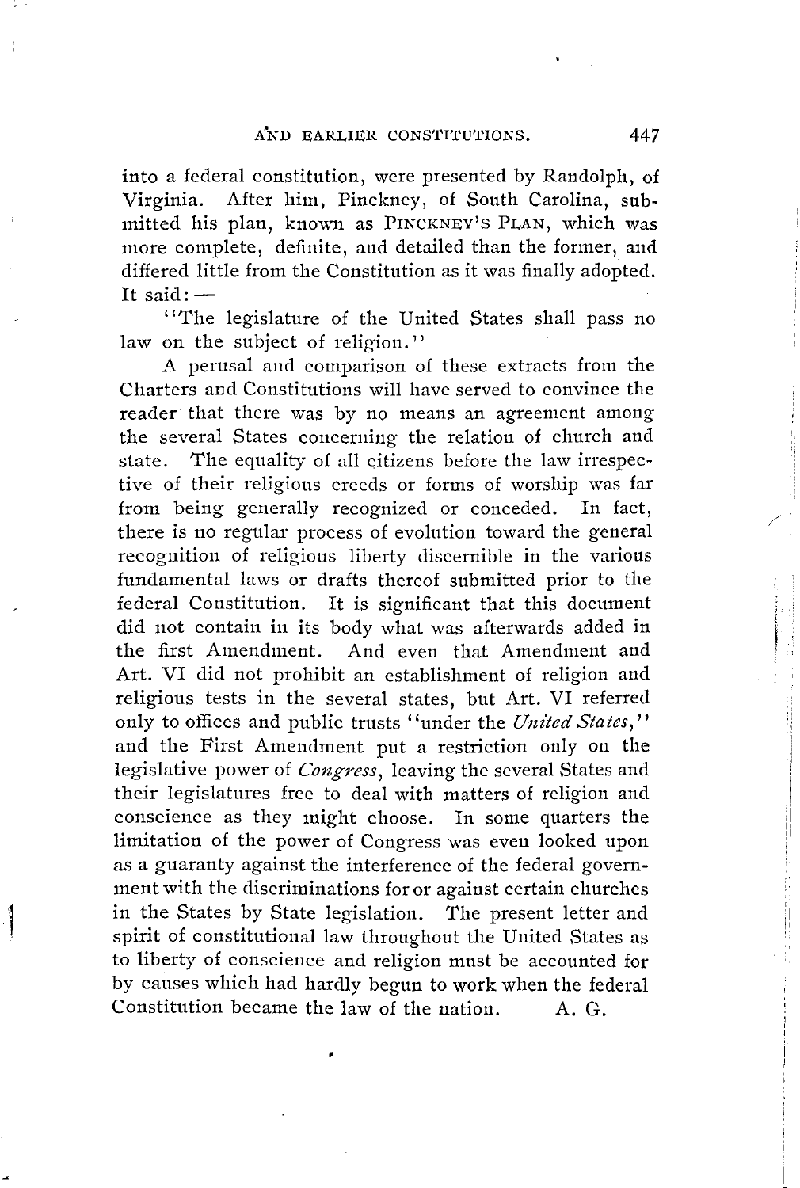into a federal constitution, were presented by Randolph, of Virginia. After him, Pinckney, of South Carolina, submitted his plan, known as PINCKNEY'S PLAN, which was more complete, definite, and detailed than the former, and differed little from the Constitution as it was finally adopted. It said: —

"The legislature of the United States shall pass no law on the subject of religion."

A perusal and comparison of these extracts from the Charters and Constitutions will have served to convince the reader that there was by no means an agreement among the several States concerning the relation of church and state. The equality of all citizens before the law irrespective of their religious creeds or forms of worship was far from being generally recognized or conceded. In fact, there is no regular process of evolution toward the general recognition of religious liberty discernible in the various fundamental laws or drafts thereof submitted prior to the federal Constitution. It is significant that this document did not contain in its body what was afterwards added in the first Amendment. And even that Amendment and Art. VI did not prohibit an establishment of religion and religious tests in the several states, but Art. VI referred only to offices and public trusts "under the *United States*," and the First Amendment put a restriction only on the legislative power of *Congress*, leaving the several States and their legislatures free to deal with matters of religion and conscience as they might choose. In some quarters the limitation of the power of Congress was even looked upon as a guaranty against the interference of the federal government with the discriminations for or against certain churches in the States by State legislation. The present letter and spirit of constitutional law throughout the United States as to liberty of conscience and religion must be accounted for by causes which had hardly begun to work when the federal Constitution became the law of the nation. A. G.